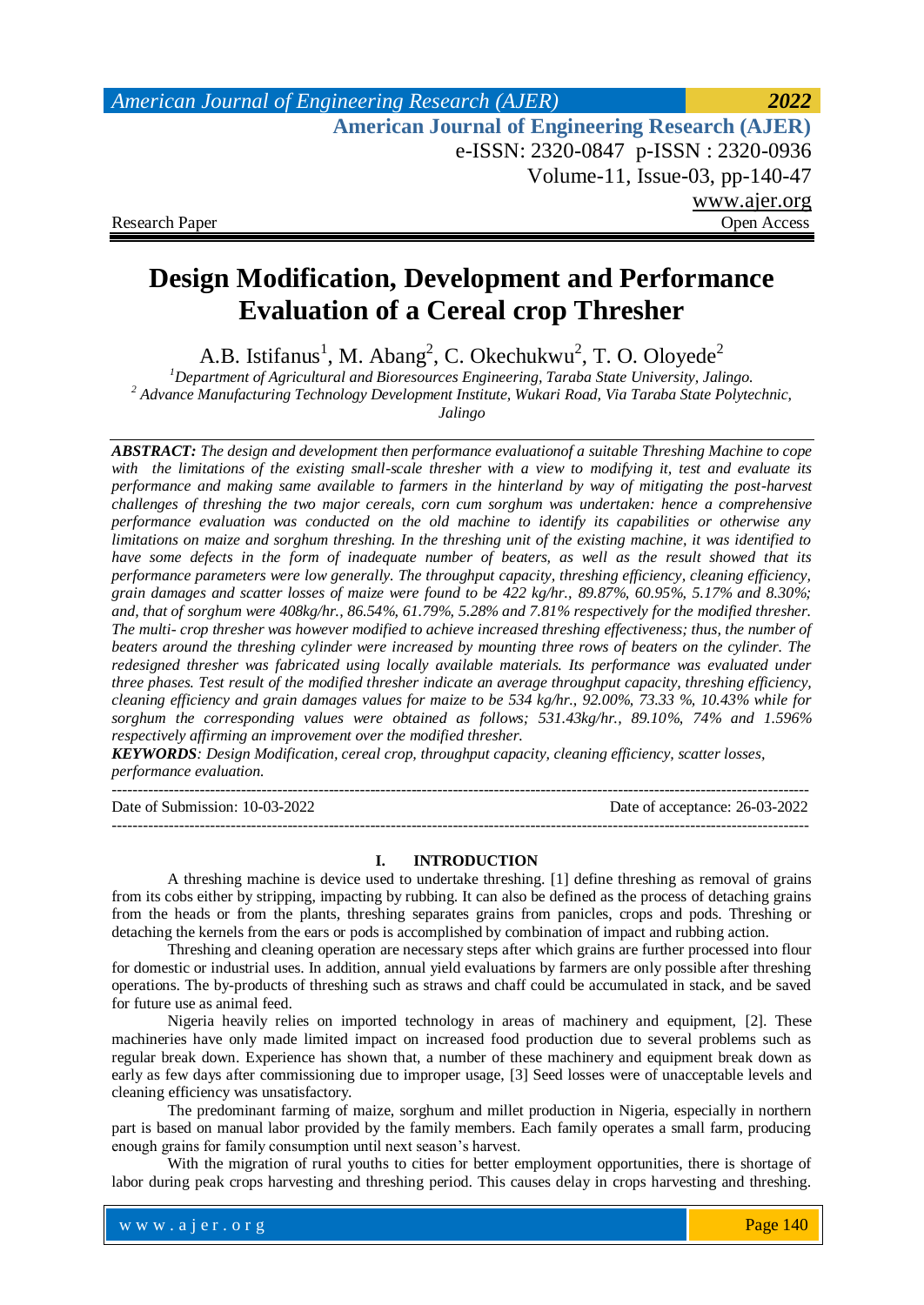Research Paper — Open Access

# Design Modification, Development and Performance Evaluation of a Cereal crop Thresher

A.B. Istifanus[1], M. Abang[2], C. Okechukwu[2], T. O. Oloyede[2]

[1]Department of Agricultural and Bioresources Engineering, Taraba State University, Jalingo.
[2] Advance Manufacturing Technology Development Institute, Wukari Road, Via Taraba State Polytechnic, Jalingo

***ABSTRACT:*** *The design and development then performance evaluationof a suitable Threshing Machine to cope with the limitations of the existing small-scale thresher with a view to modifying it, test and evaluate its performance and making same available to farmers in the hinterland by way of mitigating the post-harvest challenges of threshing the two major cereals, corn cum sorghum was undertaken: hence a comprehensive performance evaluation was conducted on the old machine to identify its capabilities or otherwise any limitations on maize and sorghum threshing. In the threshing unit of the existing machine, it was identified to have some defects in the form of inadequate number of beaters, as well as the result showed that its performance parameters were low generally. The throughput capacity, threshing efficiency, cleaning efficiency, grain damages and scatter losses of maize were found to be 422 kg/hr., 89.87%, 60.95%, 5.17% and 8.30%; and, that of sorghum were 408kg/hr., 86.54%, 61.79%, 5.28% and 7.81% respectively for the modified thresher. The multi- crop thresher was however modified to achieve increased threshing effectiveness; thus, the number of beaters around the threshing cylinder were increased by mounting three rows of beaters on the cylinder. The redesigned thresher was fabricated using locally available materials. Its performance was evaluated under three phases. Test result of the modified thresher indicate an average throughput capacity, threshing efficiency, cleaning efficiency and grain damages values for maize to be 534 kg/hr., 92.00%, 73.33 %, 10.43% while for sorghum the corresponding values were obtained as follows; 531.43kg/hr., 89.10%, 74% and 1.596% respectively affirming an improvement over the modified thresher.*

***KEYWORDS****: Design Modification, cereal crop, throughput capacity, cleaning efficiency, scatter losses, performance evaluation.*

Date of Submission: 10-03-2022 — Date of acceptance: 26-03-2022

## I. INTRODUCTION

A threshing machine is device used to undertake threshing. [1] define threshing as removal of grains from its cobs either by stripping, impacting by rubbing. It can also be defined as the process of detaching grains from the heads or from the plants, threshing separates grains from panicles, crops and pods. Threshing or detaching the kernels from the ears or pods is accomplished by combination of impact and rubbing action.

Threshing and cleaning operation are necessary steps after which grains are further processed into flour for domestic or industrial uses. In addition, annual yield evaluations by farmers are only possible after threshing operations. The by-products of threshing such as straws and chaff could be accumulated in stack, and be saved for future use as animal feed.

Nigeria heavily relies on imported technology in areas of machinery and equipment, [2]. These machineries have only made limited impact on increased food production due to several problems such as regular break down. Experience has shown that, a number of these machinery and equipment break down as early as few days after commissioning due to improper usage, [3] Seed losses were of unacceptable levels and cleaning efficiency was unsatisfactory.

The predominant farming of maize, sorghum and millet production in Nigeria, especially in northern part is based on manual labor provided by the family members. Each family operates a small farm, producing enough grains for family consumption until next season's harvest.

With the migration of rural youths to cities for better employment opportunities, there is shortage of labor during peak crops harvesting and threshing period. This causes delay in crops harvesting and threshing.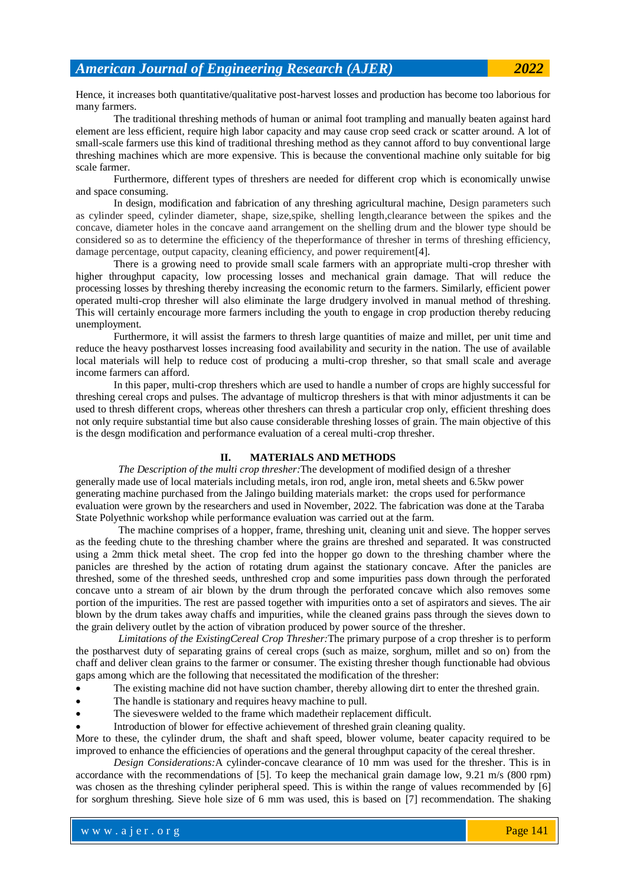Hence, it increases both quantitative/qualitative post-harvest losses and production has become too laborious for many farmers.

The traditional threshing methods of human or animal foot trampling and manually beaten against hard element are less efficient, require high labor capacity and may cause crop seed crack or scatter around. A lot of small-scale farmers use this kind of traditional threshing method as they cannot afford to buy conventional large threshing machines which are more expensive. This is because the conventional machine only suitable for big scale farmer.

Furthermore, different types of threshers are needed for different crop which is economically unwise and space consuming.

In design, modification and fabrication of any threshing agricultural machine, Design parameters such as cylinder speed, cylinder diameter, shape, size,spike, shelling length,clearance between the spikes and the concave, diameter holes in the concave aand arrangement on the shelling drum and the blower type should be considered so as to determine the efficiency of the theperformance of thresher in terms of threshing efficiency, damage percentage, output capacity, cleaning efficiency, and power requirement[4].

There is a growing need to provide small scale farmers with an appropriate multi-crop thresher with higher throughput capacity, low processing losses and mechanical grain damage. That will reduce the processing losses by threshing thereby increasing the economic return to the farmers. Similarly, efficient power operated multi-crop thresher will also eliminate the large drudgery involved in manual method of threshing. This will certainly encourage more farmers including the youth to engage in crop production thereby reducing unemployment.

Furthermore, it will assist the farmers to thresh large quantities of maize and millet, per unit time and reduce the heavy postharvest losses increasing food availability and security in the nation. The use of available local materials will help to reduce cost of producing a multi-crop thresher, so that small scale and average income farmers can afford.

In this paper, multi-crop threshers which are used to handle a number of crops are highly successful for threshing cereal crops and pulses. The advantage of multicrop threshers is that with minor adjustments it can be used to thresh different crops, whereas other threshers can thresh a particular crop only, efficient threshing does not only require substantial time but also cause considerable threshing losses of grain. The main objective of this is the desgn modification and performance evaluation of a cereal multi-crop thresher.

## II. MATERIALS AND METHODS

*The Description of the multi crop thresher:*The development of modified design of a thresher generally made use of local materials including metals, iron rod, angle iron, metal sheets and 6.5kw power generating machine purchased from the Jalingo building materials market: the crops used for performance evaluation were grown by the researchers and used in November, 2022. The fabrication was done at the Taraba State Polyethnic workshop while performance evaluation was carried out at the farm.

The machine comprises of a hopper, frame, threshing unit, cleaning unit and sieve. The hopper serves as the feeding chute to the threshing chamber where the grains are threshed and separated. It was constructed using a 2mm thick metal sheet. The crop fed into the hopper go down to the threshing chamber where the panicles are threshed by the action of rotating drum against the stationary concave. After the panicles are threshed, some of the threshed seeds, unthreshed crop and some impurities pass down through the perforated concave unto a stream of air blown by the drum through the perforated concave which also removes some portion of the impurities. The rest are passed together with impurities onto a set of aspirators and sieves. The air blown by the drum takes away chaffs and impurities, while the cleaned grains pass through the sieves down to the grain delivery outlet by the action of vibration produced by power source of the thresher.

*Limitations of the ExistingCereal Crop Thresher:*The primary purpose of a crop thresher is to perform the postharvest duty of separating grains of cereal crops (such as maize, sorghum, millet and so on) from the chaff and deliver clean grains to the farmer or consumer. The existing thresher though functionable had obvious gaps among which are the following that necessitated the modification of the thresher:

- The existing machine did not have suction chamber, thereby allowing dirt to enter the threshed grain.
- The handle is stationary and requires heavy machine to pull.
- The sieveswere welded to the frame which madetheir replacement difficult.
- Introduction of blower for effective achievement of threshed grain cleaning quality.

More to these, the cylinder drum, the shaft and shaft speed, blower volume, beater capacity required to be improved to enhance the efficiencies of operations and the general throughput capacity of the cereal thresher.

*Design Considerations:*A cylinder-concave clearance of 10 mm was used for the thresher. This is in accordance with the recommendations of [5]. To keep the mechanical grain damage low, 9.21 m/s (800 rpm) was chosen as the threshing cylinder peripheral speed. This is within the range of values recommended by [6] for sorghum threshing. Sieve hole size of 6 mm was used, this is based on [7] recommendation. The shaking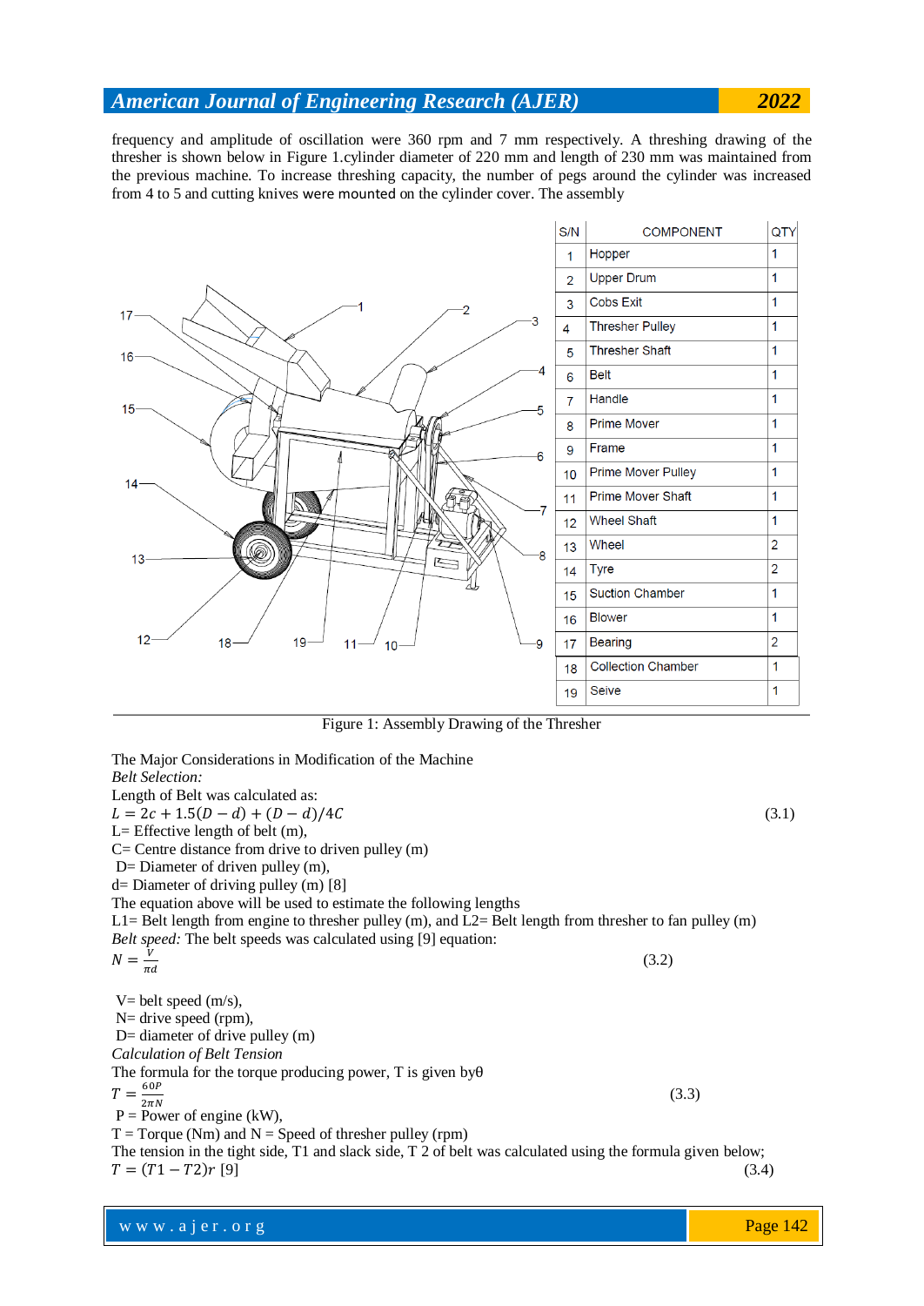frequency and amplitude of oscillation were 360 rpm and 7 mm respectively. A threshing drawing of the thresher is shown below in Figure 1.cylinder diameter of 220 mm and length of 230 mm was maintained from the previous machine. To increase threshing capacity, the number of pegs around the cylinder was increased from 4 to 5 and cutting knives were mounted on the cylinder cover. The assembly

| S/N | COMPONENT | QTY |
|---|---|---|
| 1 | Hopper | 1 |
| 2 | Upper Drum | 1 |
| 3 | Cobs Exit | 1 |
| 4 | Thresher Pulley | 1 |
| 5 | Thresher Shaft | 1 |
| 6 | Belt | 1 |
| 7 | Handle | 1 |
| 8 | Prime Mover | 1 |
| 9 | Frame | 1 |
| 10 | Prime Mover Pulley | 1 |
| 11 | Prime Mover Shaft | 1 |
| 12 | Wheel Shaft | 1 |
| 13 | Wheel | 2 |
| 14 | Tyre | 2 |
| 15 | Suction Chamber | 1 |
| 16 | Blower | 1 |
| 17 | Bearing | 2 |
| 18 | Collection Chamber | 1 |
| 19 | Seive | 1 |

Figure 1: Assembly Drawing of the Thresher

The Major Considerations in Modification of the Machine

*Belt Selection:*

Length of Belt was calculated as:

$$L = 2c + 1.5(D - d) + (D - d)/4C \quad (3.1)$$

L= Effective length of belt (m),

C= Centre distance from drive to driven pulley (m)

D= Diameter of driven pulley (m),

d= Diameter of driving pulley (m) [8]

The equation above will be used to estimate the following lengths

L1= Belt length from engine to thresher pulley (m), and L2= Belt length from thresher to fan pulley (m)

*Belt speed:* The belt speeds was calculated using [9] equation:

$$N = \frac{V}{\pi d} \quad (3.2)$$

V= belt speed (m/s),

N= drive speed (rpm),

D= diameter of drive pulley (m)

*Calculation of Belt Tension*

The formula for the torque producing power, T is given byθ

$$T = \frac{60P}{2\pi N} \quad (3.3)$$

P = Power of engine (kW),

T = Torque (Nm) and N = Speed of thresher pulley (rpm)

The tension in the tight side, T1 and slack side, T 2 of belt was calculated using the formula given below;

$$T = (T1 - T2)r \ [9] \quad (3.4)$$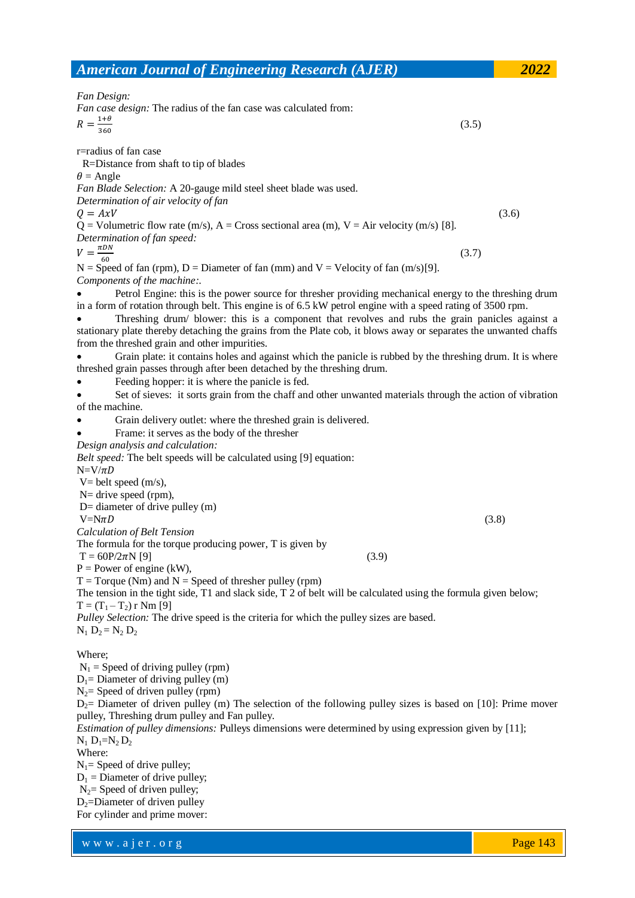*Fan Design:*

*Fan case design:* The radius of the fan case was calculated from:

$$R = \frac{1+\theta}{360} \quad (3.5)$$

r=radius of fan case

R=Distance from shaft to tip of blades

$\theta$ = Angle

*Fan Blade Selection:* A 20-gauge mild steel sheet blade was used.

*Determination of air velocity of fan*

$$Q = AxV \quad (3.6)$$

Q = Volumetric flow rate (m/s), A = Cross sectional area (m), V = Air velocity (m/s) [8].

*Determination of fan speed:*

$$V = \frac{\pi DN}{60} \quad (3.7)$$

N = Speed of fan (rpm), D = Diameter of fan (mm) and V = Velocity of fan (m/s)[9].

*Components of the machine:.*

- Petrol Engine: this is the power source for thresher providing mechanical energy to the threshing drum in a form of rotation through belt. This engine is of 6.5 kW petrol engine with a speed rating of 3500 rpm.
- Threshing drum/ blower: this is a component that revolves and rubs the grain panicles against a stationary plate thereby detaching the grains from the Plate cob, it blows away or separates the unwanted chaffs from the threshed grain and other impurities.
- Grain plate: it contains holes and against which the panicle is rubbed by the threshing drum. It is where threshed grain passes through after been detached by the threshing drum.
- Feeding hopper: it is where the panicle is fed.
- Set of sieves: it sorts grain from the chaff and other unwanted materials through the action of vibration of the machine.
- Grain delivery outlet: where the threshed grain is delivered.
- Frame: it serves as the body of the thresher

*Design analysis and calculation:*

*Belt speed:* The belt speeds will be calculated using [9] equation:

$N = V/\pi D$

V= belt speed (m/s),

N= drive speed (rpm),

D= diameter of drive pulley (m)

$$V = N\pi D \quad (3.8)$$

*Calculation of Belt Tension*

The formula for the torque producing power, T is given by

$$T = 60P/2\pi N \text{ [9]} \quad (3.9)$$

P = Power of engine (kW),

T = Torque (Nm) and N = Speed of thresher pulley (rpm)

The tension in the tight side, T1 and slack side, T 2 of belt will be calculated using the formula given below;

$T = (T_1 - T_2)\, r$ Nm [9]

*Pulley Selection:* The drive speed is the criteria for which the pulley sizes are based.

$N_1 D_2 = N_2 D_2$

Where;

$N_1$ = Speed of driving pulley (rpm)

$D_1$= Diameter of driving pulley (m)

$N_2$= Speed of driven pulley (rpm)

$D_2$= Diameter of driven pulley (m) The selection of the following pulley sizes is based on [10]: Prime mover pulley, Threshing drum pulley and Fan pulley.

*Estimation of pulley dimensions:* Pulleys dimensions were determined by using expression given by [11];

$N_1 D_1 = N_2 D_2$

Where:

$N_1$= Speed of drive pulley;

$D_1$ = Diameter of drive pulley;

$N_2$= Speed of driven pulley;

$D_2$=Diameter of driven pulley

For cylinder and prime mover: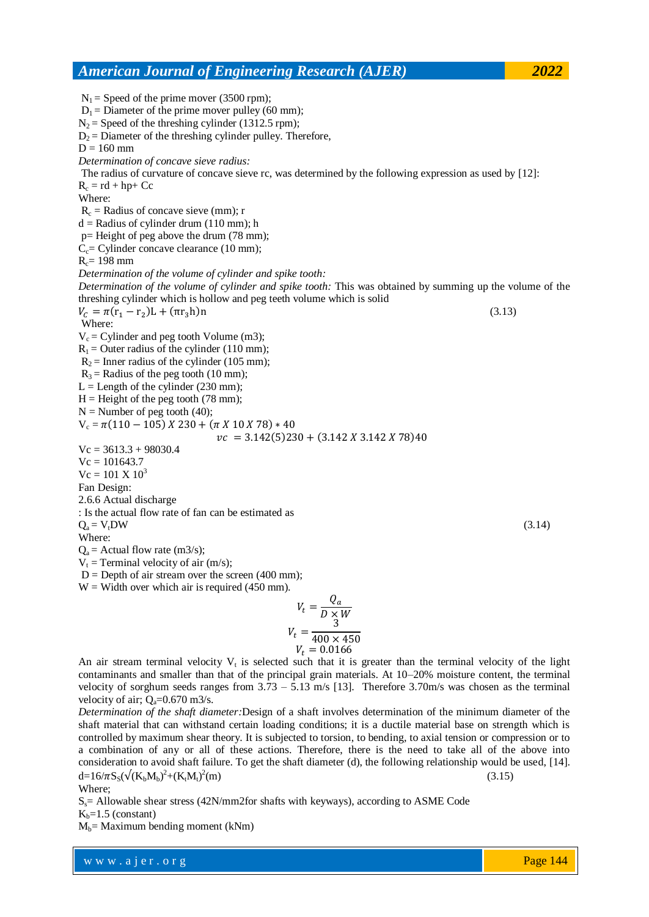$N_1$ = Speed of the prime mover (3500 rpm);
$D_1$ = Diameter of the prime mover pulley (60 mm);
$N_2$ = Speed of the threshing cylinder (1312.5 rpm);
$D_2$ = Diameter of the threshing cylinder pulley. Therefore,
D = 160 mm

*Determination of concave sieve radius:*

The radius of curvature of concave sieve rc, was determined by the following expression as used by [12]:

$R_c$ = rd + hp+ Cc

Where:

$R_c$ = Radius of concave sieve (mm); r
d = Radius of cylinder drum (110 mm); h
p= Height of peg above the drum (78 mm);
$C_c$= Cylinder concave clearance (10 mm);
$R_c$= 198 mm

*Determination of the volume of cylinder and spike tooth:*

*Determination of the volume of cylinder and spike tooth:* This was obtained by summing up the volume of the threshing cylinder which is hollow and peg teeth volume which is solid

$$V_C = \pi(r_1 - r_2)L + (\pi r_3 h)n \quad (3.13)$$

Where:

$V_c$ = Cylinder and peg tooth Volume (m3);
$R_1$ = Outer radius of the cylinder (110 mm);
$R_2$ = Inner radius of the cylinder (105 mm);
$R_3$ = Radius of the peg tooth (10 mm);
L = Length of the cylinder (230 mm);
H = Height of the peg tooth (78 mm);
N = Number of peg tooth (40);

$V_c = \pi(110 - 105)\ X\ 230 + (\pi\ X\ 10\ X\ 78) * 40$

$$vc\ = 3.142(5)230 + (3.142\ X\ 3.142\ X\ 78)40$$

Vc = 3613.3 + 98030.4
Vc = 101643.7
Vc = 101 X $10^3$

Fan Design:

2.6.6 Actual discharge

: Is the actual flow rate of fan can be estimated as

$$Q_a = V_t DW \quad (3.14)$$

Where:

$Q_a$ = Actual flow rate (m3/s);
$V_t$ = Terminal velocity of air (m/s);
D = Depth of air stream over the screen (400 mm);
W = Width over which air is required (450 mm).

$$V_t = \frac{Q_a}{D \times W}$$

$$V_t = \frac{3}{400 \times 450}$$

$$V_t = 0.0166$$

An air stream terminal velocity $V_t$ is selected such that it is greater than the terminal velocity of the light contaminants and smaller than that of the principal grain materials. At 10–20% moisture content, the terminal velocity of sorghum seeds ranges from 3.73 – 5.13 m/s [13]. Therefore 3.70m/s was chosen as the terminal velocity of air; $Q_a$=0.670 m3/s.

*Determination of the shaft diameter:*Design of a shaft involves determination of the minimum diameter of the shaft material that can withstand certain loading conditions; it is a ductile material base on strength which is controlled by maximum shear theory. It is subjected to torsion, to bending, to axial tension or compression or to a combination of any or all of these actions. Therefore, there is the need to take all of the above into consideration to avoid shaft failure. To get the shaft diameter (d), the following relationship would be used, [14].

$$d=16/\pi S_S(\sqrt{(K_b M_b)^2+(K_t M_t)^2}(m) \quad (3.15)$$

Where;

$S_s$= Allowable shear stress (42N/mm2for shafts with keyways), according to ASME Code
$K_b$=1.5 (constant)
$M_b$= Maximum bending moment (kNm)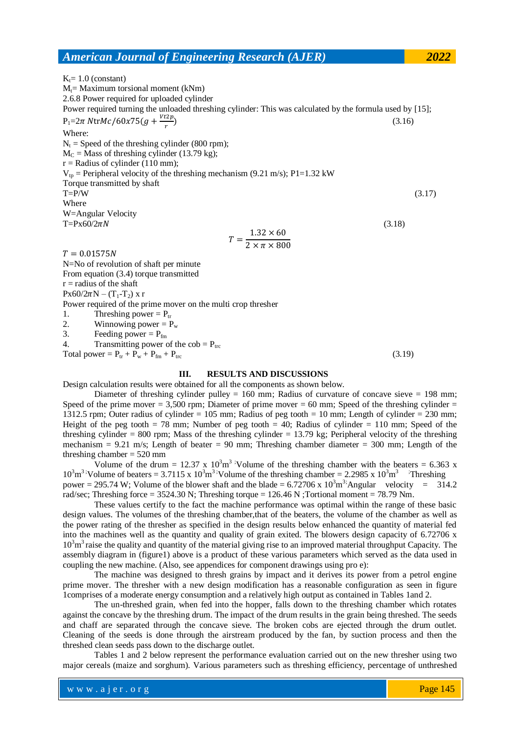$K_t$= 1.0 (constant)
$M_t$= Maximum torsional moment (kNm)
2.6.8 Power required for uploaded cylinder
Power required turning the unloaded threshing cylinder: This was calculated by the formula used by [15];

$$P_1 = 2\pi\, N\mathrm{tr}Mc/60x75(g + \frac{Vt2p}{r}) \quad (3.16)$$

Where:
$N_t$ = Speed of the threshing cylinder (800 rpm);
$M_C$ = Mass of threshing cylinder (13.79 kg);
r = Radius of cylinder (110 mm);
$V_{tp}$ = Peripheral velocity of the threshing mechanism (9.21 m/s); P1=1.32 kW
Torque transmitted by shaft

$$T=P/W \quad (3.17)$$

Where
W=Angular Velocity

$$T=Px60/2\pi N \quad (3.18)$$

$$T = \frac{1.32 \times 60}{2 \times \pi \times 800}$$

$T = 0.01575N$
N=No of revolution of shaft per minute
From equation (3.4) torque transmitted
r = radius of the shaft
$Px60/2\pi N – (T_1-T_2) \times r$
Power required of the prime mover on the multi crop thresher

1. Threshing power = $P_{tr}$
2. Winnowing power = $P_w$
3. Feeding power = $P_{fm}$
4. Transmitting power of the cob = $P_{trc}$

$$\text{Total power} = P_{tr} + P_w + P_{fm} + P_{trc} \quad (3.19)$$

## III. RESULTS AND DISCUSSIONS

Design calculation results were obtained for all the components as shown below.

Diameter of threshing cylinder pulley = 160 mm; Radius of curvature of concave sieve = 198 mm; Speed of the prime mover = 3,500 rpm; Diameter of prime mover = 60 mm; Speed of the threshing cylinder = 1312.5 rpm; Outer radius of cylinder = 105 mm; Radius of peg tooth = 10 mm; Length of cylinder = 230 mm; Height of the peg tooth = 78 mm; Number of peg tooth = 40; Radius of cylinder = 110 mm; Speed of the threshing cylinder = 800 rpm; Mass of the threshing cylinder = 13.79 kg; Peripheral velocity of the threshing mechanism = 9.21 m/s; Length of beater = 90 mm; Threshing chamber diameter = 300 mm; Length of the threshing chamber = 520 mm

Volume of the drum = 12.37 x $10^3 m^3$; Volume of the threshing chamber with the beaters = 6.363 x $10^3 m^3$; Volume of beaters = 3.7115 x $10^3 m^3$; Volume of the threshing chamber = 2.2985 x $10^3 m^3$; Threshing power = 295.74 W; Volume of the blower shaft and the blade = 6.72706 x $10^3 m^3$; Angular velocity = 314.2 rad/sec; Threshing force = 3524.30 N; Threshing torque = 126.46 N ;Tortional moment = 78.79 Nm.

These values certify to the fact the machine performance was optimal within the range of these basic design values. The volumes of the threshing chamber,that of the beaters, the volume of the chamber as well as the power rating of the thresher as specified in the design results below enhanced the quantity of material fed into the machines well as the quantity and quality of grain exited. The blowers design capacity of 6.72706 x $10^3 m^3$ raise the quality and quantity of the material giving rise to an improved material throughput Capacity. The assembly diagram in (figure1) above is a product of these various parameters which served as the data used in coupling the new machine. (Also, see appendices for component drawings using pro e):

The machine was designed to thresh grains by impact and it derives its power from a petrol engine prime mover. The thresher with a new design modification has a reasonable configuration as seen in figure 1comprises of a moderate energy consumption and a relatively high output as contained in Tables 1and 2.

The un-threshed grain, when fed into the hopper, falls down to the threshing chamber which rotates against the concave by the threshing drum. The impact of the drum results in the grain being threshed. The seeds and chaff are separated through the concave sieve. The broken cobs are ejected through the drum outlet. Cleaning of the seeds is done through the airstream produced by the fan, by suction process and then the threshed clean seeds pass down to the discharge outlet.

Tables 1 and 2 below represent the performance evaluation carried out on the new thresher using two major cereals (maize and sorghum). Various parameters such as threshing efficiency, percentage of unthreshed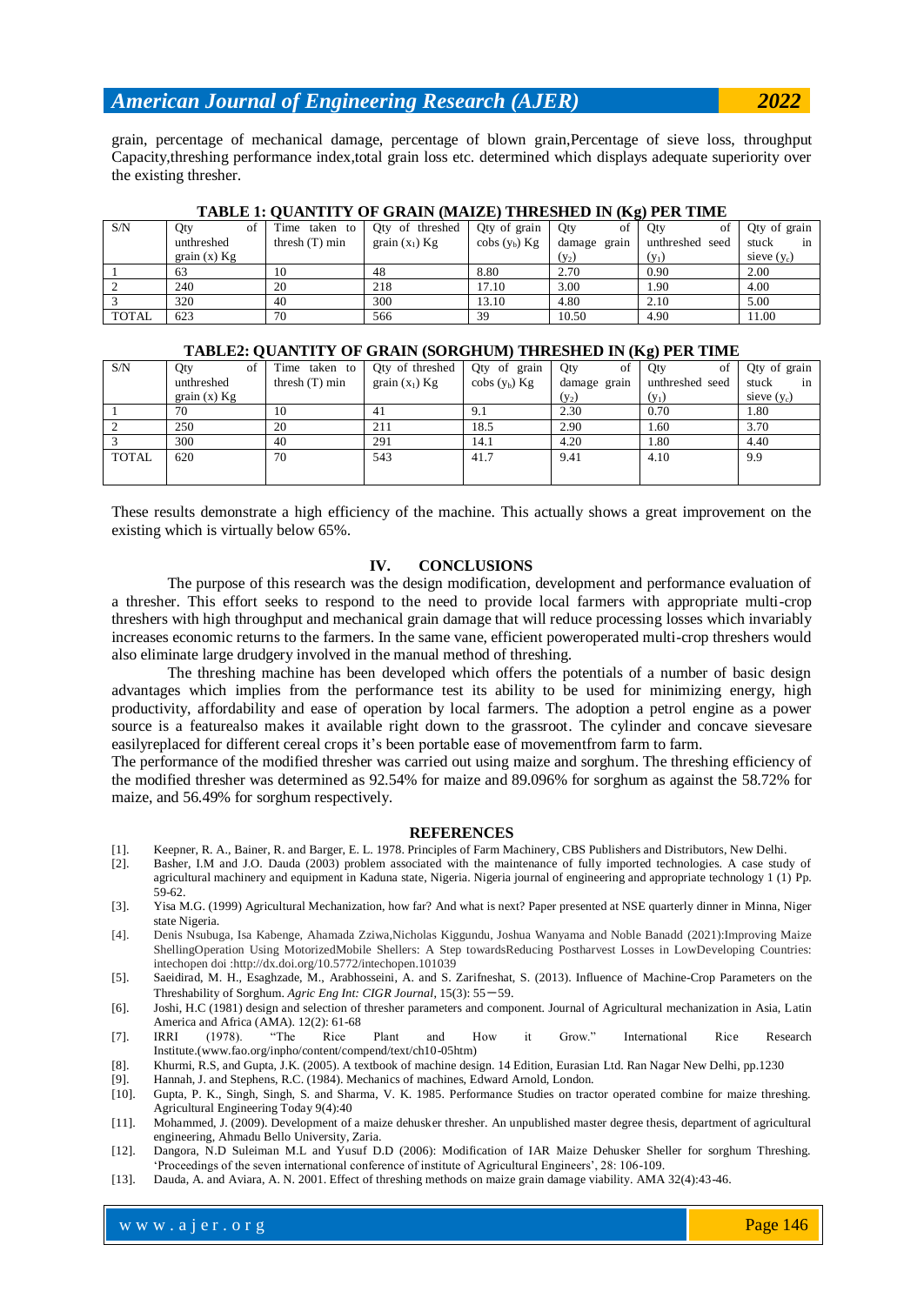grain, percentage of mechanical damage, percentage of blown grain,Percentage of sieve loss, throughput Capacity,threshing performance index,total grain loss etc. determined which displays adequate superiority over the existing thresher.

**TABLE 1: QUANTITY OF GRAIN (MAIZE) THRESHED IN (Kg) PER TIME**

| S/N | Qty of unthreshed grain (x) Kg | Time taken to thresh (T) min | Qty of threshed grain ($x_1$) Kg | Qty of grain cobs ($y_b$) Kg | Qty of damage grain ($y_2$) | Qty of unthreshed seed ($y_1$) | Qty of grain stuck in sieve ($y_c$) |
|---|---|---|---|---|---|---|---|
| 1 | 63 | 10 | 48 | 8.80 | 2.70 | 0.90 | 2.00 |
| 2 | 240 | 20 | 218 | 17.10 | 3.00 | 1.90 | 4.00 |
| 3 | 320 | 40 | 300 | 13.10 | 4.80 | 2.10 | 5.00 |
| TOTAL | 623 | 70 | 566 | 39 | 10.50 | 4.90 | 11.00 |

**TABLE2: QUANTITY OF GRAIN (SORGHUM) THRESHED IN (Kg) PER TIME**

| S/N | Qty of unthreshed grain (x) Kg | Time taken to thresh (T) min | Qty of threshed grain ($x_1$) Kg | Qty of grain cobs ($y_b$) Kg | Qty of damage grain ($y_2$) | Qty of unthreshed seed ($y_1$) | Qty of grain stuck in sieve ($y_c$) |
|---|---|---|---|---|---|---|---|
| 1 | 70 | 10 | 41 | 9.1 | 2.30 | 0.70 | 1.80 |
| 2 | 250 | 20 | 211 | 18.5 | 2.90 | 1.60 | 3.70 |
| 3 | 300 | 40 | 291 | 14.1 | 4.20 | 1.80 | 4.40 |
| TOTAL | 620 | 70 | 543 | 41.7 | 9.41 | 4.10 | 9.9 |

These results demonstrate a high efficiency of the machine. This actually shows a great improvement on the existing which is virtually below 65%.

## IV. CONCLUSIONS

The purpose of this research was the design modification, development and performance evaluation of a thresher. This effort seeks to respond to the need to provide local farmers with appropriate multi-crop threshers with high throughput and mechanical grain damage that will reduce processing losses which invariably increases economic returns to the farmers. In the same vane, efficient poweroperated multi-crop threshers would also eliminate large drudgery involved in the manual method of threshing.

The threshing machine has been developed which offers the potentials of a number of basic design advantages which implies from the performance test its ability to be used for minimizing energy, high productivity, affordability and ease of operation by local farmers. The adoption a petrol engine as a power source is a featurealso makes it available right down to the grassroot. The cylinder and concave sievesare easilyreplaced for different cereal crops it's been portable ease of movementfrom farm to farm.

The performance of the modified thresher was carried out using maize and sorghum. The threshing efficiency of the modified thresher was determined as 92.54% for maize and 89.096% for sorghum as against the 58.72% for maize, and 56.49% for sorghum respectively.

## REFERENCES

[1]. Keepner, R. A., Bainer, R. and Barger, E. L. 1978. Principles of Farm Machinery, CBS Publishers and Distributors, New Delhi.

[2]. Basher, I.M and J.O. Dauda (2003) problem associated with the maintenance of fully imported technologies. A case study of agricultural machinery and equipment in Kaduna state, Nigeria. Nigeria journal of engineering and appropriate technology 1 (1) Pp. 59-62.

[3]. Yisa M.G. (1999) Agricultural Mechanization, how far? And what is next? Paper presented at NSE quarterly dinner in Minna, Niger state Nigeria.

[4]. Denis Nsubuga, Isa Kabenge, Ahamada Zziwa,Nicholas Kiggundu, Joshua Wanyama and Noble Banadd (2021):Improving Maize ShellingOperation Using MotorizedMobile Shellers: A Step towardsReducing Postharvest Losses in LowDeveloping Countries: intechopen doi :http://dx.doi.org/10.5772/intechopen.101039

[5]. Saeidirad, M. H., Esaghzade, M., Arabhosseini, A. and S. Zarifneshat, S. (2013). Influence of Machine-Crop Parameters on the Threshability of Sorghum. *Agric Eng Int: CIGR Journal*, 15(3): 55—59.

[6]. Joshi, H.C (1981) design and selection of thresher parameters and component. Journal of Agricultural mechanization in Asia, Latin America and Africa (AMA). 12(2): 61-68

[7]. IRRI (1978). "The Rice Plant and How it Grow." International Rice Research Institute.(www.fao.org/inpho/content/compend/text/ch10-05htm)

[8]. Khurmi, R.S, and Gupta, J.K. (2005). A textbook of machine design. 14 Edition, Eurasian Ltd. Ran Nagar New Delhi, pp.1230

[9]. Hannah, J. and Stephens, R.C. (1984). Mechanics of machines, Edward Arnold, London.

[10]. Gupta, P. K., Singh, Singh, S. and Sharma, V. K. 1985. Performance Studies on tractor operated combine for maize threshing. Agricultural Engineering Today 9(4):40

[11]. Mohammed, J. (2009). Development of a maize dehusker thresher. An unpublished master degree thesis, department of agricultural engineering, Ahmadu Bello University, Zaria.

[12]. Dangora, N.D Suleiman M.L and Yusuf D.D (2006): Modification of IAR Maize Dehusker Sheller for sorghum Threshing. 'Proceedings of the seven international conference of institute of Agricultural Engineers', 28: 106-109.

[13]. Dauda, A. and Aviara, A. N. 2001. Effect of threshing methods on maize grain damage viability. AMA 32(4):43-46.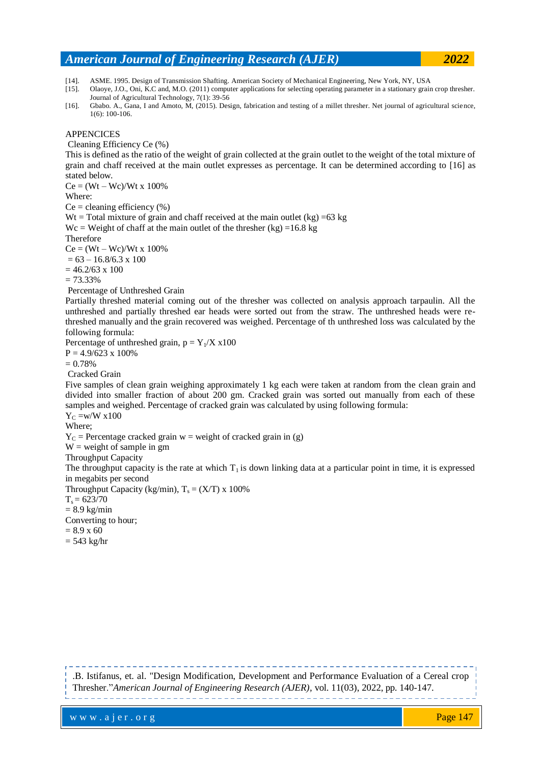[14]. ASME. 1995. Design of Transmission Shafting. American Society of Mechanical Engineering, New York, NY, USA

[15]. Olaoye, J.O., Oni, K.C and, M.O. (2011) computer applications for selecting operating parameter in a stationary grain crop thresher. Journal of Agricultural Technology, 7(1): 39-56

[16]. Gbabo. A., Gana, I and Amoto, M, (2015). Design, fabrication and testing of a millet thresher. Net journal of agricultural science, 1(6): 100-106.

## APPENCICES

### Cleaning Efficiency Ce (%)

This is defined as the ratio of the weight of grain collected at the grain outlet to the weight of the total mixture of grain and chaff received at the main outlet expresses as percentage. It can be determined according to [16] as stated below.

$Ce = (Wt – Wc)/Wt \times 100\%$

Where:

Ce = cleaning efficiency (%)

Wt = Total mixture of grain and chaff received at the main outlet (kg) =63 kg

Wc = Weight of chaff at the main outlet of the thresher (kg) =16.8 kg

Therefore

$Ce = (Wt – Wc)/Wt \times 100\%$

$= 63 – 16.8/6.3 \times 100$

$= 46.2/63 \times 100$

$= 73.33\%$

### Percentage of Unthreshed Grain

Partially threshed material coming out of the thresher was collected on analysis approach tarpaulin. All the unthreshed and partially threshed ear heads were sorted out from the straw. The unthreshed heads were re-threshed manually and the grain recovered was weighed. Percentage of th unthreshed loss was calculated by the following formula:

Percentage of unthreshed grain, $p = Y_1/X \times 100$

$P = 4.9/623 \times 100\%$

$= 0.78\%$

### Cracked Grain

Five samples of clean grain weighing approximately 1 kg each were taken at random from the clean grain and divided into smaller fraction of about 200 gm. Cracked grain was sorted out manually from each of these samples and weighed. Percentage of cracked grain was calculated by using following formula:

$Y_C = w/W \times 100$

Where;

$Y_C$ = Percentage cracked grain w = weight of cracked grain in (g)

W = weight of sample in gm

### Throughput Capacity

The throughput capacity is the rate at which $T_1$ is down linking data at a particular point in time, it is expressed in megabits per second

Throughput Capacity (kg/min), $T_s = (X/T) \times 100\%$

$T_s = 623/70$

$= 8.9$ kg/min

Converting to hour;

$= 8.9 \times 60$

$= 543$ kg/hr

.B. Istifanus, et. al. "Design Modification, Development and Performance Evaluation of a Cereal crop Thresher."*American Journal of Engineering Research (AJER)*, vol. 11(03), 2022, pp. 140-147.